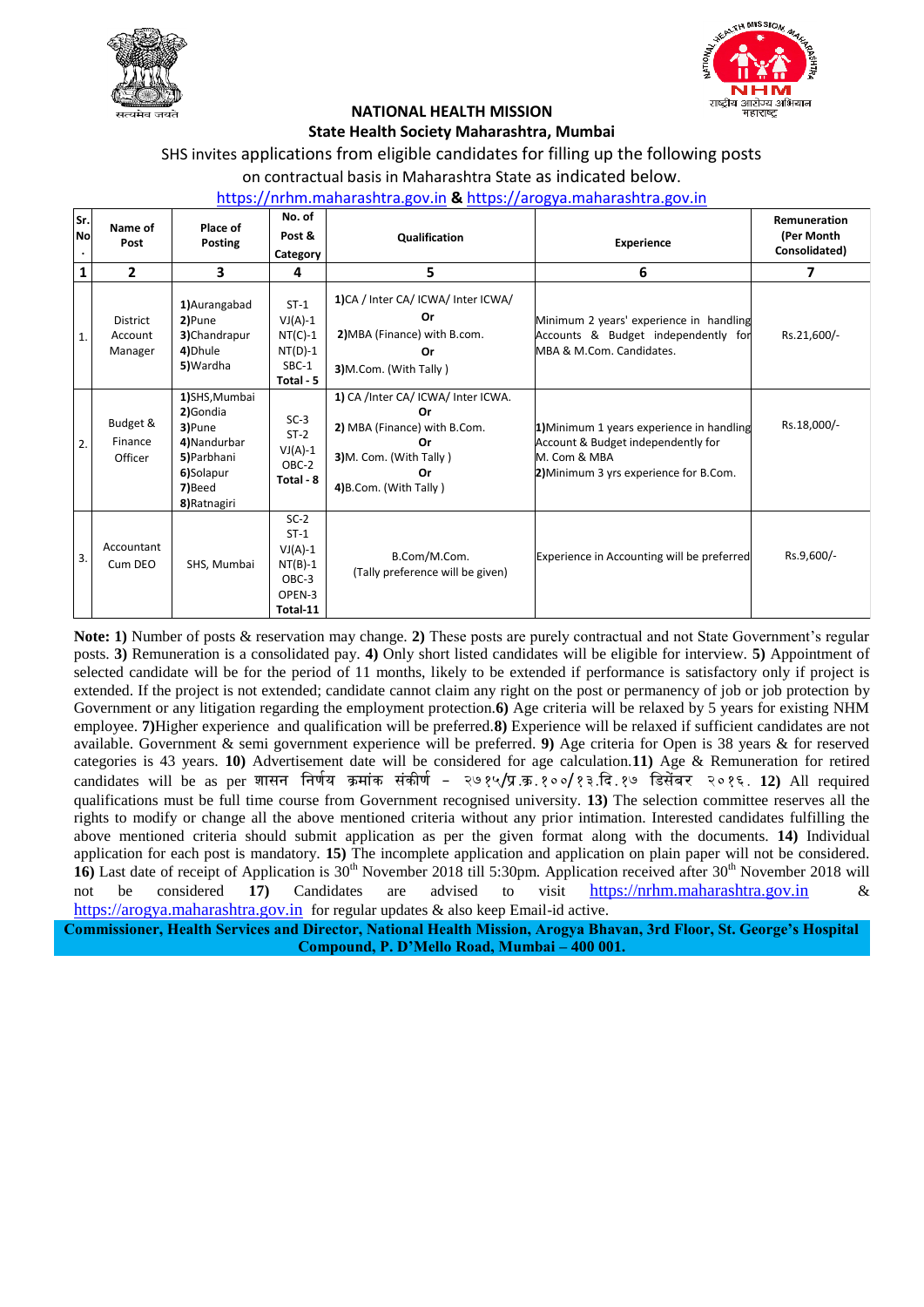# NATIONAL HEALTH MISSION

## State Health Society Maharashtra, Mumbai

SHS invites applications from eligible candidates for filling up the following posts on contractual basis in Maharashtra State as indicated below.

https://nrhm.maharashtra.gov.in **&** https://arogya.maharashtra.gov.in

| Sr. No. | Name of Post | Place of Posting | No. of Post & Category | Qualification | Experience | Remuneration (Per Month Consolidated) |
|---|---|---|---|---|---|---|
| **1** | **2** | **3** | **4** | **5** | **6** | **7** |
| 1. | District Account Manager | **1)**Aurangabad<br>**2)**Pune<br>**3)**Chandrapur<br>**4)**Dhule<br>**5)**Wardha | ST-1<br>VJ(A)-1<br>NT(C)-1<br>NT(D)-1<br>SBC-1<br>**Total - 5** | **1)**CA / Inter CA/ ICWA/ Inter ICWA/<br>**Or**<br>**2)**MBA (Finance) with B.com.<br>**Or**<br>**3)**M.Com. (With Tally ) | Minimum 2 years' experience in handling Accounts & Budget independently for MBA & M.Com. Candidates. | Rs.21,600/- |
| 2. | Budget & Finance Officer | **1)**SHS,Mumbai<br>**2)**Gondia<br>**3)**Pune<br>**4)**Nandurbar<br>**5)**Parbhani<br>**6)**Solapur<br>**7)**Beed<br>**8)**Ratnagiri | SC-3<br>ST-2<br>VJ(A)-1<br>OBC-2<br>**Total - 8** | **1)** CA /Inter CA/ ICWA/ Inter ICWA.<br>**Or**<br>**2)** MBA (Finance) with B.Com.<br>**Or**<br>**3)**M. Com. (With Tally )<br>**Or**<br>**4)**B.Com. (With Tally ) | **1)**Minimum 1 years experience in handling Account & Budget independently for M. Com & MBA<br>**2)**Minimum 3 yrs experience for B.Com. | Rs.18,000/- |
| 3. | Accountant Cum DEO | SHS, Mumbai | SC-2<br>ST-1<br>VJ(A)-1<br>NT(B)-1<br>OBC-3<br>OPEN-3<br>**Total-11** | B.Com/M.Com.<br>(Tally preference will be given) | Experience in Accounting will be preferred | Rs.9,600/- |

**Note: 1)** Number of posts & reservation may change. **2)** These posts are purely contractual and not State Government's regular posts. **3)** Remuneration is a consolidated pay. **4)** Only short listed candidates will be eligible for interview. **5)** Appointment of selected candidate will be for the period of 11 months, likely to be extended if performance is satisfactory only if project is extended. If the project is not extended; candidate cannot claim any right on the post or permanency of job or job protection by Government or any litigation regarding the employment protection.**6)** Age criteria will be relaxed by 5 years for existing NHM employee. **7)**Higher experience and qualification will be preferred.**8)** Experience will be relaxed if sufficient candidates are not available. Government & semi government experience will be preferred. **9)** Age criteria for Open is 38 years & for reserved categories is 43 years. **10)** Advertisement date will be considered for age calculation.**11)** Age & Remuneration for retired candidates will be as per शासन निर्णय क्रमांक संकीर्ण – २७१५/प्र.क्र.१००/१३.दि.१७ डिसेंबर २०१६. **12)** All required qualifications must be full time course from Government recognised university. **13)** The selection committee reserves all the rights to modify or change all the above mentioned criteria without any prior intimation. Interested candidates fulfilling the above mentioned criteria should submit application as per the given format along with the documents. **14)** Individual application for each post is mandatory. **15)** The incomplete application and application on plain paper will not be considered. **16)** Last date of receipt of Application is 30th November 2018 till 5:30pm. Application received after 30th November 2018 will not be considered **17)** Candidates are advised to visit https://nrhm.maharashtra.gov.in & https://arogya.maharashtra.gov.in for regular updates & also keep Email-id active.

**Commissioner, Health Services and Director, National Health Mission, Arogya Bhavan, 3rd Floor, St. George's Hospital Compound, P. D'Mello Road, Mumbai – 400 001.**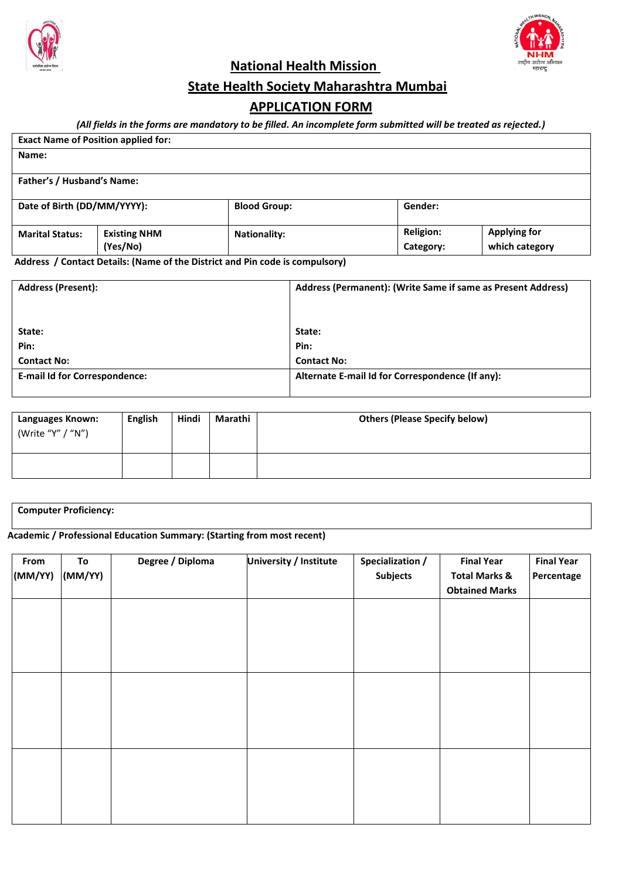## National Health Mission

## State Health Society Maharashtra Mumbai

## APPLICATION FORM

*(All fields in the forms are mandatory to be filled. An incomplete form submitted will be treated as rejected.)*

| **Exact Name of Position applied for:** | | | | |
|---|---|---|---|---|
| **Name:** | | | | |
| **Father's / Husband's Name:** | | | | |
| **Date of Birth (DD/MM/YYYY):** | | **Blood Group:** | **Gender:** | |
| **Marital Status:** | **Existing NHM (Yes/No)** | **Nationality:** | **Religion:** **Category:** | **Applying for which category** |

**Address / Contact Details: (Name of the District and Pin code is compulsory)**

| **Address (Present):** | **Address (Permanent): (Write Same if same as Present Address)** |
|---|---|
| **State:** **Pin:** **Contact No:** | **State:** **Pin:** **Contact No:** |
| **E-mail Id for Correspondence:** | **Alternate E-mail Id for Correspondence (If any):** |

| **Languages Known:** (Write "Y" / "N") | **English** | **Hindi** | **Marathi** | **Others (Please Specify below)** |
|---|---|---|---|---|
| | | | | |

| **Computer Proficiency:** |
|---|

**Academic / Professional Education Summary: (Starting from most recent)**

| From (MM/YY) | To (MM/YY) | Degree / Diploma | University / Institute | Specialization / Subjects | Final Year Total Marks & Obtained Marks | Final Year Percentage |
|---|---|---|---|---|---|---|
| | | | | | | |
| | | | | | | |
| | | | | | | |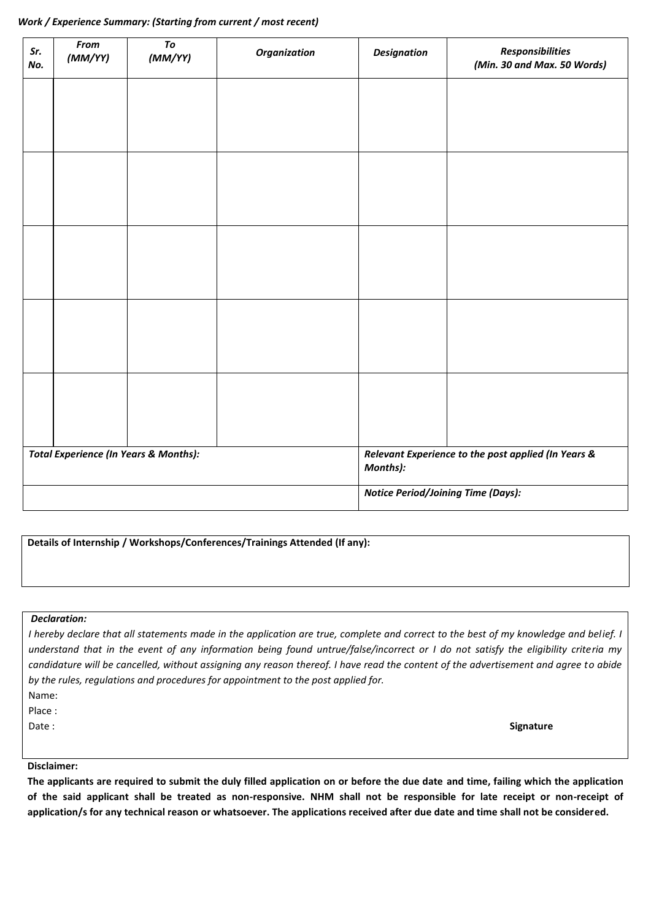*Work / Experience Summary: (Starting from current / most recent)*

| *Sr. No.* | *From (MM/YY)* | *To (MM/YY)* | *Organization* | *Designation* | *Responsibilities (Min. 30 and Max. 50 Words)* |
|---|---|---|---|---|---|
| | | | | | |
| | | | | | |
| | | | | | |
| | | | | | |
| | | | | | |
| ***Total Experience (In Years & Months):*** | | | | ***Relevant Experience to the post applied (In Years & Months):*** | |
| | | | | ***Notice Period/Joining Time (Days):*** | |

**Details of Internship / Workshops/Conferences/Trainings Attended (If any):**

***Declaration:***

*I hereby declare that all statements made in the application are true, complete and correct to the best of my knowledge and belief. I understand that in the event of any information being found untrue/false/incorrect or I do not satisfy the eligibility criteria my candidature will be cancelled, without assigning any reason thereof. I have read the content of the advertisement and agree to abide by the rules, regulations and procedures for appointment to the post applied for.*

Name:

Place :

Date :

**Signature**

**Disclaimer:**

**The applicants are required to submit the duly filled application on or before the due date and time, failing which the application of the said applicant shall be treated as non-responsive. NHM shall not be responsible for late receipt or non-receipt of application/s for any technical reason or whatsoever. The applications received after due date and time shall not be considered.**